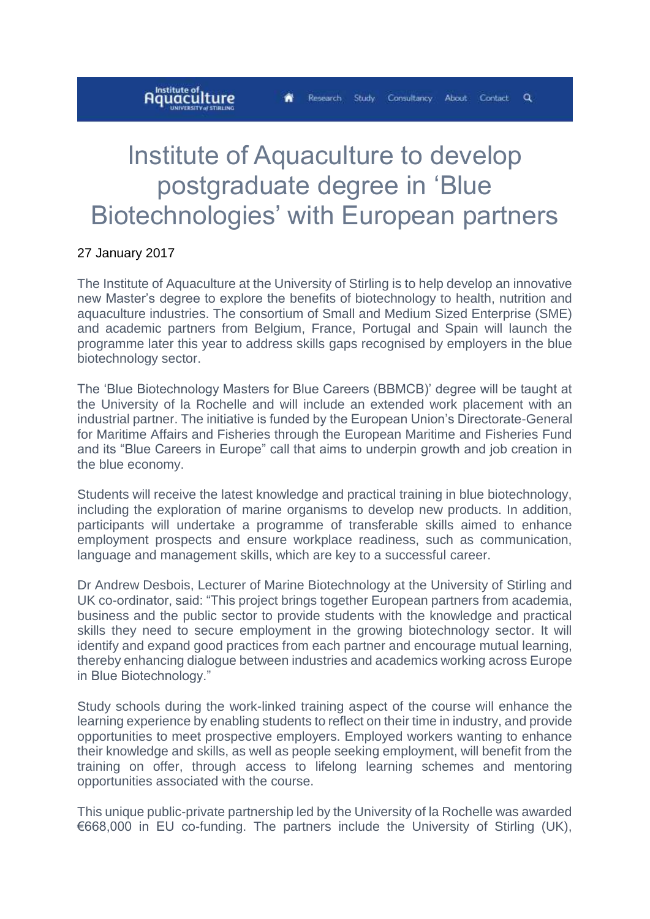# Institute of Aquaculture to develop postgraduate degree in 'Blue Biotechnologies' with European partners

27 January 2017

The Institute of Aquaculture at the University of Stirling is to help develop an innovative new Master's degree to explore the benefits of biotechnology to health, nutrition and aquaculture industries. The consortium of Small and Medium Sized Enterprise (SME) and academic partners from Belgium, France, Portugal and Spain will launch the programme later this year to address skills gaps recognised by employers in the blue biotechnology sector.

The 'Blue Biotechnology Masters for Blue Careers (BBMCB)' degree will be taught at the University of la Rochelle and will include an extended work placement with an industrial partner. The initiative is funded by the European Union's Directorate-General for Maritime Affairs and Fisheries through the European Maritime and Fisheries Fund and its "Blue Careers in Europe" call that aims to underpin growth and job creation in the blue economy.

Students will receive the latest knowledge and practical training in blue biotechnology, including the exploration of marine organisms to develop new products. In addition, participants will undertake a programme of transferable skills aimed to enhance employment prospects and ensure workplace readiness, such as communication, language and management skills, which are key to a successful career.

Dr Andrew Desbois, Lecturer of Marine Biotechnology at the University of Stirling and UK co-ordinator, said: "This project brings together European partners from academia, business and the public sector to provide students with the knowledge and practical skills they need to secure employment in the growing biotechnology sector. It will identify and expand good practices from each partner and encourage mutual learning, thereby enhancing dialogue between industries and academics working across Europe in Blue Biotechnology."

Study schools during the work-linked training aspect of the course will enhance the learning experience by enabling students to reflect on their time in industry, and provide opportunities to meet prospective employers. Employed workers wanting to enhance their knowledge and skills, as well as people seeking employment, will benefit from the training on offer, through access to lifelong learning schemes and mentoring opportunities associated with the course.

This unique public-private partnership led by the University of la Rochelle was awarded €668,000 in EU co-funding. The partners include the University of Stirling (UK),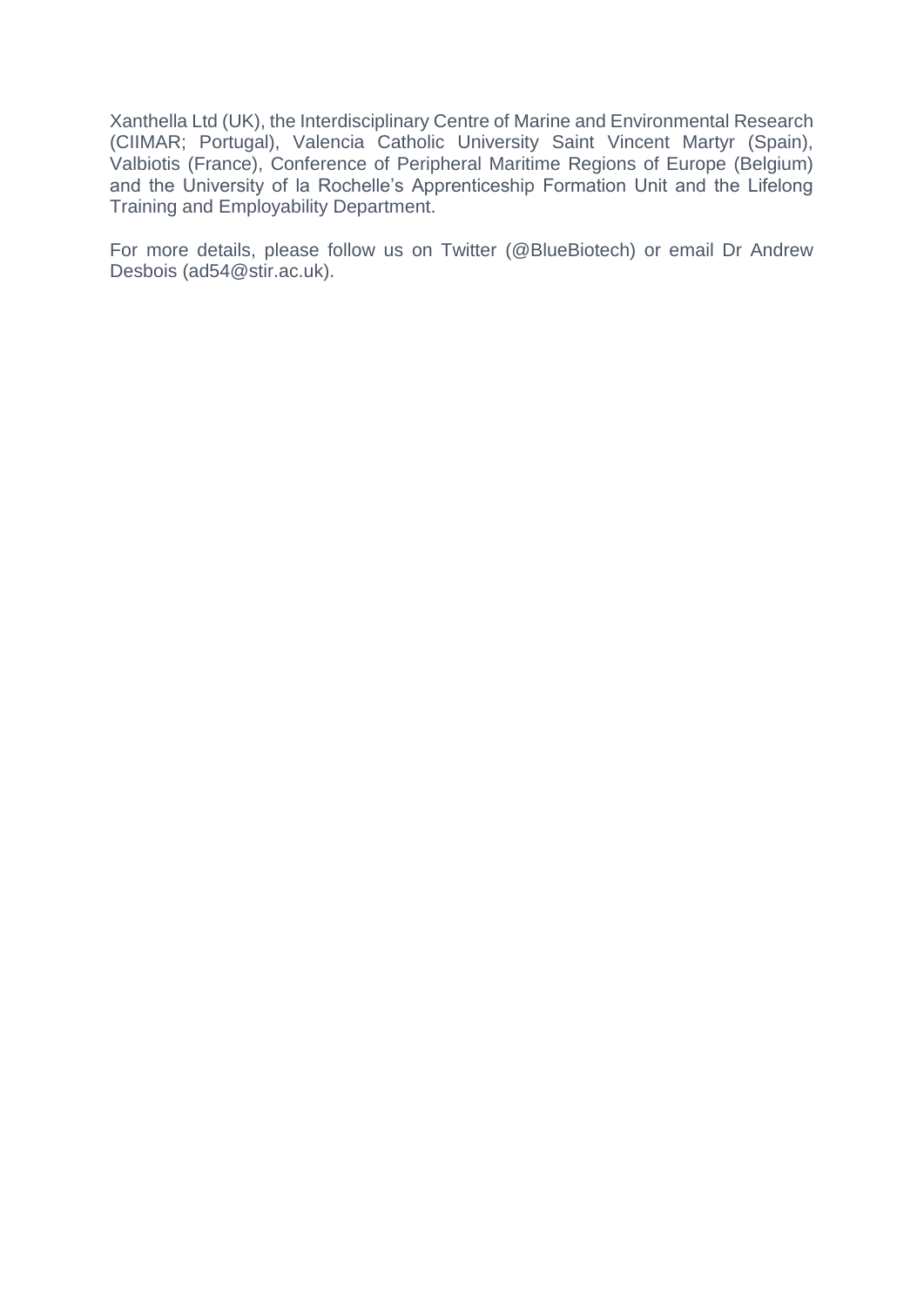Xanthella Ltd (UK), the Interdisciplinary Centre of Marine and Environmental Research (CIIMAR; Portugal), Valencia Catholic University Saint Vincent Martyr (Spain), Valbiotis (France), Conference of Peripheral Maritime Regions of Europe (Belgium) and the University of la Rochelle's Apprenticeship Formation Unit and the Lifelong Training and Employability Department.

For more details, please follow us on Twitter (@BlueBiotech) or email Dr Andrew Desbois (ad54@stir.ac.uk).